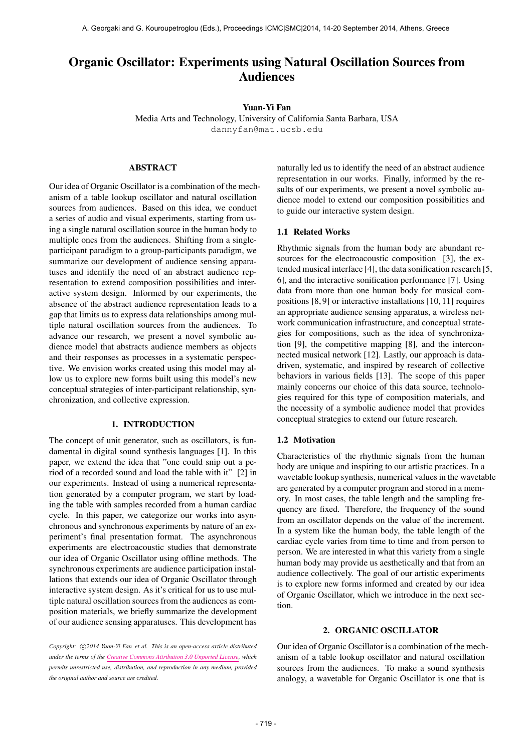# Organic Oscillator: Experiments using Natural Oscillation Sources from Audiences

**Yuan-Yi Fan**
Media Arts and Technology, University of California Santa Barbara, USA
dannyfan@mat.ucsb.edu

## ABSTRACT

Our idea of Organic Oscillator is a combination of the mechanism of a table lookup oscillator and natural oscillation sources from audiences. Based on this idea, we conduct a series of audio and visual experiments, starting from using a single natural oscillation source in the human body to multiple ones from the audiences. Shifting from a single-participant paradigm to a group-participants paradigm, we summarize our development of audience sensing apparatuses and identify the need of an abstract audience representation to extend composition possibilities and interactive system design. Informed by our experiments, the absence of the abstract audience representation leads to a gap that limits us to express data relationships among multiple natural oscillation sources from the audiences. To advance our research, we present a novel symbolic audience model that abstracts audience members as objects and their responses as processes in a systematic perspective. We envision works created using this model may allow us to explore new forms built using this model's new conceptual strategies of inter-participant relationship, synchronization, and collective expression.

## 1. INTRODUCTION

The concept of unit generator, such as oscillators, is fundamental in digital sound synthesis languages [1]. In this paper, we extend the idea that "one could snip out a period of a recorded sound and load the table with it" [2] in our experiments. Instead of using a numerical representation generated by a computer program, we start by loading the table with samples recorded from a human cardiac cycle. In this paper, we categorize our works into asynchronous and synchronous experiments by nature of an experiment's final presentation format. The asynchronous experiments are electroacoustic studies that demonstrate our idea of Organic Oscillator using offline methods. The synchronous experiments are audience participation installations that extends our idea of Organic Oscillator through interactive system design. As it's critical for us to use multiple natural oscillation sources from the audiences as composition materials, we briefly summarize the development of our audience sensing apparatuses. This development has naturally led us to identify the need of an abstract audience representation in our works. Finally, informed by the results of our experiments, we present a novel symbolic audience model to extend our composition possibilities and to guide our interactive system design.

*Copyright: ©2014 Yuan-Yi Fan et al. This is an open-access article distributed under the terms of the Creative Commons Attribution 3.0 Unported License, which permits unrestricted use, distribution, and reproduction in any medium, provided the original author and source are credited.*

### 1.1 Related Works

Rhythmic signals from the human body are abundant resources for the electroacoustic composition [3], the extended musical interface [4], the data sonification research [5, 6], and the interactive sonification performance [7]. Using data from more than one human body for musical compositions [8, 9] or interactive installations [10, 11] requires an appropriate audience sensing apparatus, a wireless network communication infrastructure, and conceptual strategies for compositions, such as the idea of synchronization [9], the competitive mapping [8], and the interconnected musical network [12]. Lastly, our approach is data-driven, systematic, and inspired by research of collective behaviors in various fields [13]. The scope of this paper mainly concerns our choice of this data source, technologies required for this type of composition materials, and the necessity of a symbolic audience model that provides conceptual strategies to extend our future research.

### 1.2 Motivation

Characteristics of the rhythmic signals from the human body are unique and inspiring to our artistic practices. In a wavetable lookup synthesis, numerical values in the wavetable are generated by a computer program and stored in a memory. In most cases, the table length and the sampling frequency are fixed. Therefore, the frequency of the sound from an oscillator depends on the value of the increment. In a system like the human body, the table length of the cardiac cycle varies from time to time and from person to person. We are interested in what this variety from a single human body may provide us aesthetically and that from an audience collectively. The goal of our artistic experiments is to explore new forms informed and created by our idea of Organic Oscillator, which we introduce in the next section.

## 2. ORGANIC OSCILLATOR

Our idea of Organic Oscillator is a combination of the mechanism of a table lookup oscillator and natural oscillation sources from the audiences. To make a sound synthesis analogy, a wavetable for Organic Oscillator is one that is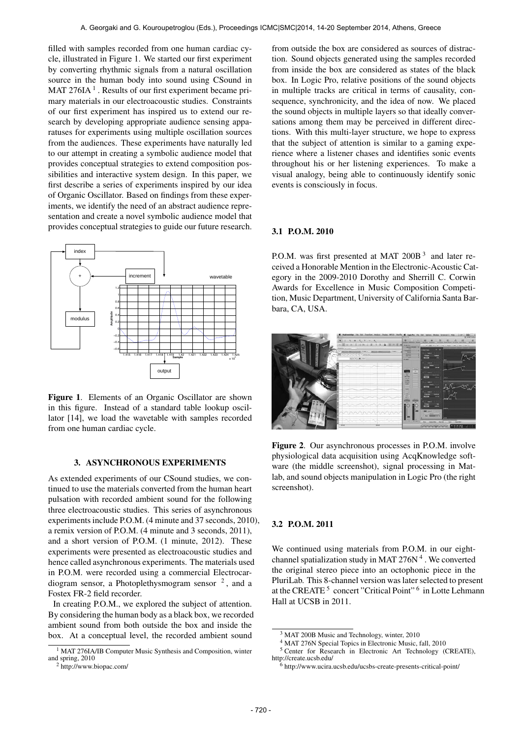filled with samples recorded from one human cardiac cycle, illustrated in Figure 1. We started our first experiment by converting rhythmic signals from a natural oscillation source in the human body into sound using CSound in MAT 276IA [1]. Results of our first experiment became primary materials in our electroacoustic studies. Constraints of our first experiment has inspired us to extend our research by developing appropriate audience sensing apparatuses for experiments using multiple oscillation sources from the audiences. These experiments have naturally led to our attempt in creating a symbolic audience model that provides conceptual strategies to extend composition possibilities and interactive system design. In this paper, we first describe a series of experiments inspired by our idea of Organic Oscillator. Based on findings from these experiments, we identify the need of an abstract audience representation and create a novel symbolic audience model that provides conceptual strategies to guide our future research.

**Figure 1**. Elements of an Organic Oscillator are shown in this figure. Instead of a standard table lookup oscillator [14], we load the wavetable with samples recorded from one human cardiac cycle.

## 3. ASYNCHRONOUS EXPERIMENTS

As extended experiments of our CSound studies, we continued to use the materials converted from the human heart pulsation with recorded ambient sound for the following three electroacoustic studies. This series of asynchronous experiments include P.O.M. (4 minute and 37 seconds, 2010), a remix version of P.O.M. (4 minute and 3 seconds, 2011), and a short version of P.O.M. (1 minute, 2012). These experiments were presented as electroacoustic studies and hence called asynchronous experiments. The materials used in P.O.M. were recorded using a commercial Electrocardiogram sensor, a Photoplethysmogram sensor [2], and a Fostex FR-2 field recorder.

In creating P.O.M., we explored the subject of attention. By considering the human body as a black box, we recorded ambient sound from both outside the box and inside the box. At a conceptual level, the recorded ambient sound from outside the box are considered as sources of distraction. Sound objects generated using the samples recorded from inside the box are considered as states of the black box. In Logic Pro, relative positions of the sound objects in multiple tracks are critical in terms of causality, consequence, synchronicity, and the idea of now. We placed the sound objects in multiple layers so that ideally conversations among them may be perceived in different directions. With this multi-layer structure, we hope to express that the subject of attention is similar to a gaming experience where a listener chases and identifies sonic events throughout his or her listening experiences. To make a visual analogy, being able to continuously identify sonic events is consciously in focus.

### 3.1 P.O.M. 2010

P.O.M. was first presented at MAT 200B [3] and later received a Honorable Mention in the Electronic-Acoustic Category in the 2009-2010 Dorothy and Sherrill C. Corwin Awards for Excellence in Music Composition Competition, Music Department, University of California Santa Barbara, CA, USA.

**Figure 2**. Our asynchronous processes in P.O.M. involve physiological data acquisition using AcqKnowledge software (the middle screenshot), signal processing in Matlab, and sound objects manipulation in Logic Pro (the right screenshot).

### 3.2 P.O.M. 2011

We continued using materials from P.O.M. in our eight-channel spatialization study in MAT 276N [4]. We converted the original stereo piece into an octophonic piece in the PluriLab. This 8-channel version was later selected to present at the CREATE [5] concert "Critical Point" [6] in Lotte Lehmann Hall at UCSB in 2011.

---

[1] MAT 276IA/IB Computer Music Synthesis and Composition, winter and spring, 2010

[2] http://www.biopac.com/

[3] MAT 200B Music and Technology, winter, 2010

[4] MAT 276N Special Topics in Electronic Music, fall, 2010

[5] Center for Research in Electronic Art Technology (CREATE), http://create.ucsb.edu/

[6] http://www.ucira.ucsb.edu/ucsbs-create-presents-critical-point/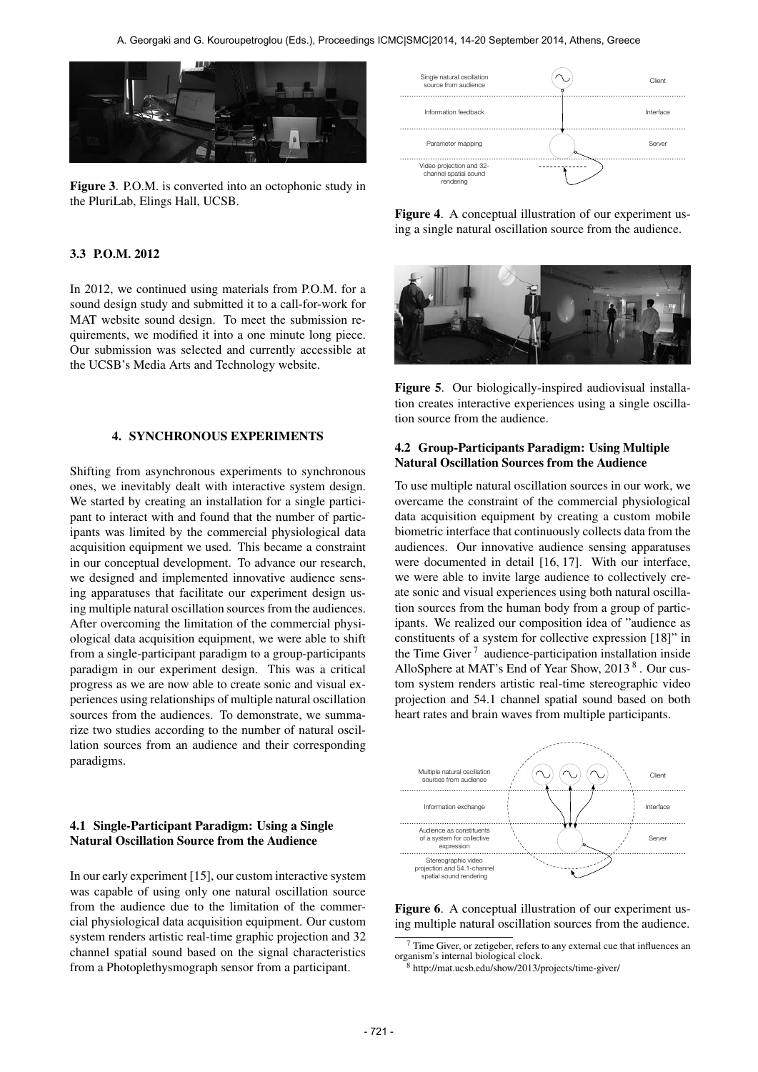Figure 3. P.O.M. is converted into an octophonic study in the PluriLab, Elings Hall, UCSB.

### 3.3 P.O.M. 2012

In 2012, we continued using materials from P.O.M. for a sound design study and submitted it to a call-for-work for MAT website sound design. To meet the submission requirements, we modified it into a one minute long piece. Our submission was selected and currently accessible at the UCSB's Media Arts and Technology website.

## 4. SYNCHRONOUS EXPERIMENTS

Shifting from asynchronous experiments to synchronous ones, we inevitably dealt with interactive system design. We started by creating an installation for a single participant to interact with and found that the number of participants was limited by the commercial physiological data acquisition equipment we used. This became a constraint in our conceptual development. To advance our research, we designed and implemented innovative audience sensing apparatuses that facilitate our experiment design using multiple natural oscillation sources from the audiences. After overcoming the limitation of the commercial physiological data acquisition equipment, we were able to shift from a single-participant paradigm to a group-participants paradigm in our experiment design. This was a critical progress as we are now able to create sonic and visual experiences using relationships of multiple natural oscillation sources from the audiences. To demonstrate, we summarize two studies according to the number of natural oscillation sources from an audience and their corresponding paradigms.

### 4.1 Single-Participant Paradigm: Using a Single Natural Oscillation Source from the Audience

In our early experiment [15], our custom interactive system was capable of using only one natural oscillation source from the audience due to the limitation of the commercial physiological data acquisition equipment. Our custom system renders artistic real-time graphic projection and 32 channel spatial sound based on the signal characteristics from a Photoplethysmograph sensor from a participant.

Figure 4. A conceptual illustration of our experiment using a single natural oscillation source from the audience.

Figure 5. Our biologically-inspired audiovisual installation creates interactive experiences using a single oscillation source from the audience.

### 4.2 Group-Participants Paradigm: Using Multiple Natural Oscillation Sources from the Audience

To use multiple natural oscillation sources in our work, we overcame the constraint of the commercial physiological data acquisition equipment by creating a custom mobile biometric interface that continuously collects data from the audiences. Our innovative audience sensing apparatuses were documented in detail [16, 17]. With our interface, we were able to invite large audience to collectively create sonic and visual experiences using both natural oscillation sources from the human body from a group of participants. We realized our composition idea of "audience as constituents of a system for collective expression [18]" in the Time Giver [7] audience-participation installation inside AlloSphere at MAT's End of Year Show, 2013 [8]. Our custom system renders artistic real-time stereographic video projection and 54.1 channel spatial sound based on both heart rates and brain waves from multiple participants.

Figure 6. A conceptual illustration of our experiment using multiple natural oscillation sources from the audience.

[7] Time Giver, or zetigeber, refers to any external cue that influences an organism's internal biological clock.

[8] http://mat.ucsb.edu/show/2013/projects/time-giver/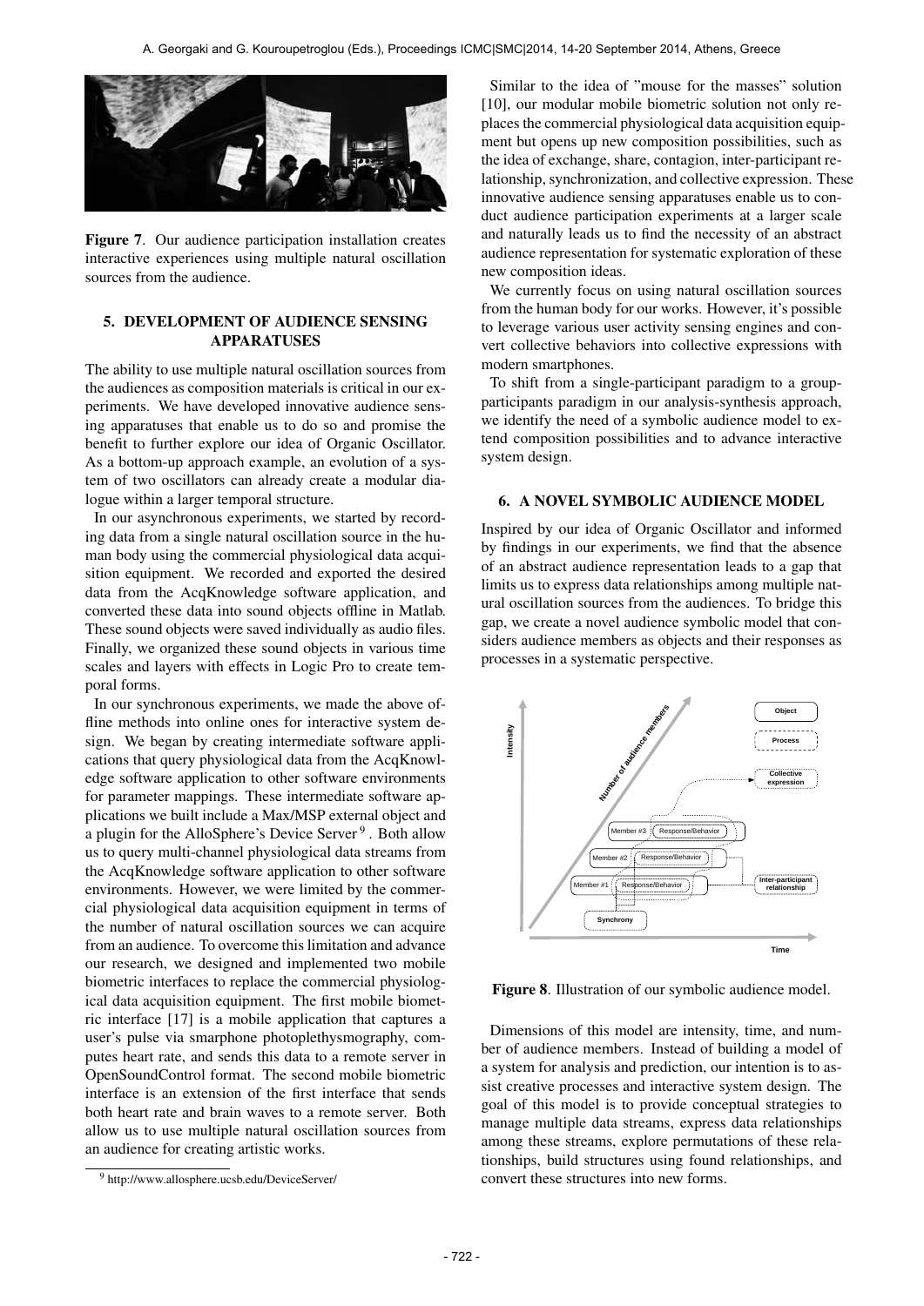Figure 7. Our audience participation installation creates interactive experiences using multiple natural oscillation sources from the audience.

## 5. DEVELOPMENT OF AUDIENCE SENSING APPARATUSES

The ability to use multiple natural oscillation sources from the audiences as composition materials is critical in our experiments. We have developed innovative audience sensing apparatuses that enable us to do so and promise the benefit to further explore our idea of Organic Oscillator. As a bottom-up approach example, an evolution of a system of two oscillators can already create a modular dialogue within a larger temporal structure.

In our asynchronous experiments, we started by recording data from a single natural oscillation source in the human body using the commercial physiological data acquisition equipment. We recorded and exported the desired data from the AcqKnowledge software application, and converted these data into sound objects offline in Matlab. These sound objects were saved individually as audio files. Finally, we organized these sound objects in various time scales and layers with effects in Logic Pro to create temporal forms.

In our synchronous experiments, we made the above offline methods into online ones for interactive system design. We began by creating intermediate software applications that query physiological data from the AcqKnowledge software application to other software environments for parameter mappings. These intermediate software applications we built include a Max/MSP external object and a plugin for the AlloSphere's Device Server [9]. Both allow us to query multi-channel physiological data streams from the AcqKnowledge software application to other software environments. However, we were limited by the commercial physiological data acquisition equipment in terms of the number of natural oscillation sources we can acquire from an audience. To overcome this limitation and advance our research, we designed and implemented two mobile biometric interfaces to replace the commercial physiological data acquisition equipment. The first mobile biometric interface [17] is a mobile application that captures a user's pulse via smarphone photoplethysmography, computes heart rate, and sends this data to a remote server in OpenSoundControl format. The second mobile biometric interface is an extension of the first interface that sends both heart rate and brain waves to a remote server. Both allow us to use multiple natural oscillation sources from an audience for creating artistic works.

[9] http://www.allosphere.ucsb.edu/DeviceServer/

Similar to the idea of "mouse for the masses" solution [10], our modular mobile biometric solution not only replaces the commercial physiological data acquisition equipment but opens up new composition possibilities, such as the idea of exchange, share, contagion, inter-participant relationship, synchronization, and collective expression. These innovative audience sensing apparatuses enable us to conduct audience participation experiments at a larger scale and naturally leads us to find the necessity of an abstract audience representation for systematic exploration of these new composition ideas.

We currently focus on using natural oscillation sources from the human body for our works. However, it's possible to leverage various user activity sensing engines and convert collective behaviors into collective expressions with modern smartphones.

To shift from a single-participant paradigm to a group-participants paradigm in our analysis-synthesis approach, we identify the need of a symbolic audience model to extend composition possibilities and to advance interactive system design.

## 6. A NOVEL SYMBOLIC AUDIENCE MODEL

Inspired by our idea of Organic Oscillator and informed by findings in our experiments, we find that the absence of an abstract audience representation leads to a gap that limits us to express data relationships among multiple natural oscillation sources from the audiences. To bridge this gap, we create a novel audience symbolic model that considers audience members as objects and their responses as processes in a systematic perspective.

Figure 8. Illustration of our symbolic audience model.

Dimensions of this model are intensity, time, and number of audience members. Instead of building a model of a system for analysis and prediction, our intention is to assist creative processes and interactive system design. The goal of this model is to provide conceptual strategies to manage multiple data streams, express data relationships among these streams, explore permutations of these relationships, build structures using found relationships, and convert these structures into new forms.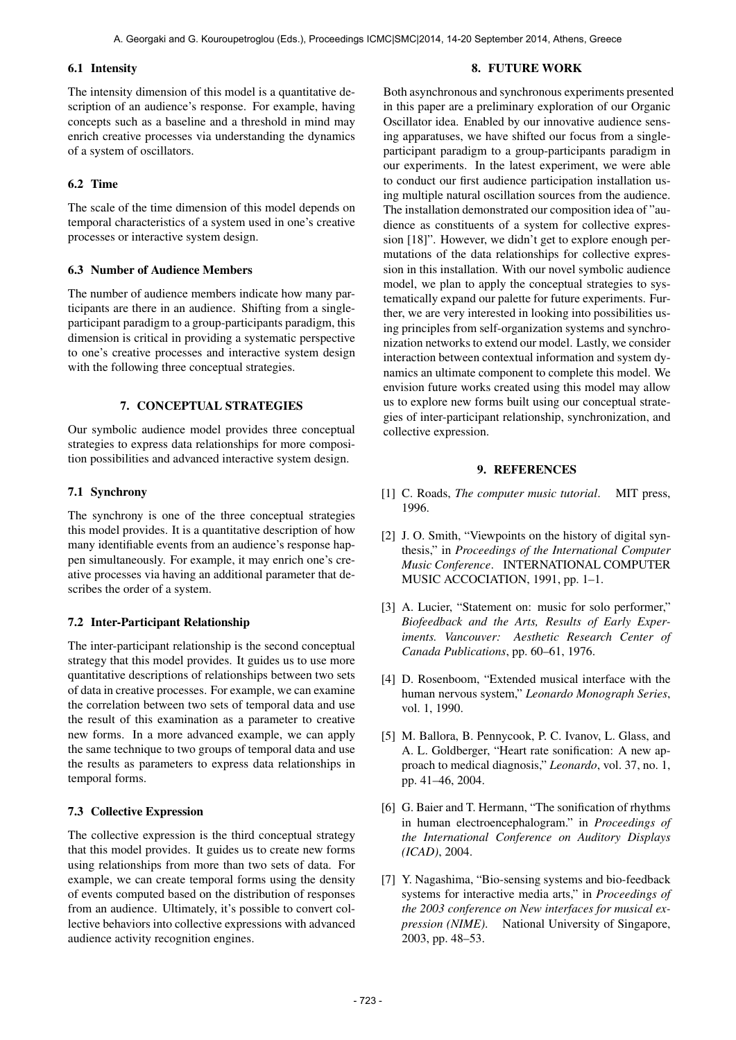### 6.1 Intensity

The intensity dimension of this model is a quantitative description of an audience's response. For example, having concepts such as a baseline and a threshold in mind may enrich creative processes via understanding the dynamics of a system of oscillators.

### 6.2 Time

The scale of the time dimension of this model depends on temporal characteristics of a system used in one's creative processes or interactive system design.

### 6.3 Number of Audience Members

The number of audience members indicate how many participants are there in an audience. Shifting from a single-participant paradigm to a group-participants paradigm, this dimension is critical in providing a systematic perspective to one's creative processes and interactive system design with the following three conceptual strategies.

## 7. CONCEPTUAL STRATEGIES

Our symbolic audience model provides three conceptual strategies to express data relationships for more composition possibilities and advanced interactive system design.

### 7.1 Synchrony

The synchrony is one of the three conceptual strategies this model provides. It is a quantitative description of how many identifiable events from an audience's response happen simultaneously. For example, it may enrich one's creative processes via having an additional parameter that describes the order of a system.

### 7.2 Inter-Participant Relationship

The inter-participant relationship is the second conceptual strategy that this model provides. It guides us to use more quantitative descriptions of relationships between two sets of data in creative processes. For example, we can examine the correlation between two sets of temporal data and use the result of this examination as a parameter to creative new forms. In a more advanced example, we can apply the same technique to two groups of temporal data and use the results as parameters to express data relationships in temporal forms.

### 7.3 Collective Expression

The collective expression is the third conceptual strategy that this model provides. It guides us to create new forms using relationships from more than two sets of data. For example, we can create temporal forms using the density of events computed based on the distribution of responses from an audience. Ultimately, it's possible to convert collective behaviors into collective expressions with advanced audience activity recognition engines.

## 8. FUTURE WORK

Both asynchronous and synchronous experiments presented in this paper are a preliminary exploration of our Organic Oscillator idea. Enabled by our innovative audience sensing apparatuses, we have shifted our focus from a single-participant paradigm to a group-participants paradigm in our experiments. In the latest experiment, we were able to conduct our first audience participation installation using multiple natural oscillation sources from the audience. The installation demonstrated our composition idea of "audience as constituents of a system for collective expression [18]". However, we didn't get to explore enough permutations of the data relationships for collective expression in this installation. With our novel symbolic audience model, we plan to apply the conceptual strategies to systematically expand our palette for future experiments. Further, we are very interested in looking into possibilities using principles from self-organization systems and synchronization networks to extend our model. Lastly, we consider interaction between contextual information and system dynamics an ultimate component to complete this model. We envision future works created using this model may allow us to explore new forms built using our conceptual strategies of inter-participant relationship, synchronization, and collective expression.

## 9. REFERENCES

[1] C. Roads, *The computer music tutorial*. MIT press, 1996.

[2] J. O. Smith, "Viewpoints on the history of digital synthesis," in *Proceedings of the International Computer Music Conference*. INTERNATIONAL COMPUTER MUSIC ACCOCIATION, 1991, pp. 1–1.

[3] A. Lucier, "Statement on: music for solo performer," *Biofeedback and the Arts, Results of Early Experiments. Vancouver: Aesthetic Research Center of Canada Publications*, pp. 60–61, 1976.

[4] D. Rosenboom, "Extended musical interface with the human nervous system," *Leonardo Monograph Series*, vol. 1, 1990.

[5] M. Ballora, B. Pennycook, P. C. Ivanov, L. Glass, and A. L. Goldberger, "Heart rate sonification: A new approach to medical diagnosis," *Leonardo*, vol. 37, no. 1, pp. 41–46, 2004.

[6] G. Baier and T. Hermann, "The sonification of rhythms in human electroencephalogram." in *Proceedings of the International Conference on Auditory Displays (ICAD)*, 2004.

[7] Y. Nagashima, "Bio-sensing systems and bio-feedback systems for interactive media arts," in *Proceedings of the 2003 conference on New interfaces for musical expression (NIME)*. National University of Singapore, 2003, pp. 48–53.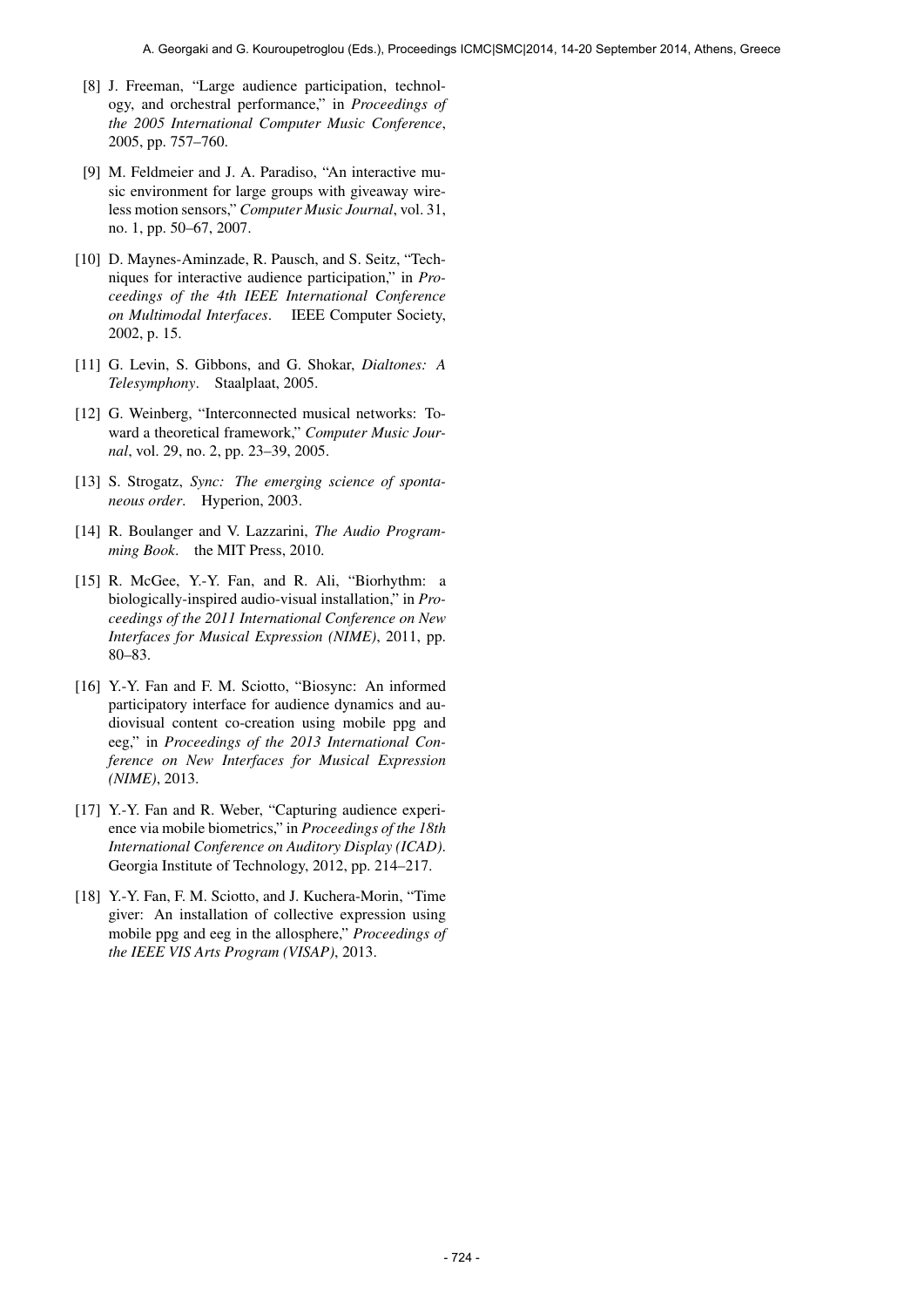[8] J. Freeman, "Large audience participation, technology, and orchestral performance," in *Proceedings of the 2005 International Computer Music Conference*, 2005, pp. 757–760.

[9] M. Feldmeier and J. A. Paradiso, "An interactive music environment for large groups with giveaway wireless motion sensors," *Computer Music Journal*, vol. 31, no. 1, pp. 50–67, 2007.

[10] D. Maynes-Aminzade, R. Pausch, and S. Seitz, "Techniques for interactive audience participation," in *Proceedings of the 4th IEEE International Conference on Multimodal Interfaces*. IEEE Computer Society, 2002, p. 15.

[11] G. Levin, S. Gibbons, and G. Shokar, *Dialtones: A Telesymphony*. Staalplaat, 2005.

[12] G. Weinberg, "Interconnected musical networks: Toward a theoretical framework," *Computer Music Journal*, vol. 29, no. 2, pp. 23–39, 2005.

[13] S. Strogatz, *Sync: The emerging science of spontaneous order*. Hyperion, 2003.

[14] R. Boulanger and V. Lazzarini, *The Audio Programming Book*. the MIT Press, 2010.

[15] R. McGee, Y.-Y. Fan, and R. Ali, "Biorhythm: a biologically-inspired audio-visual installation," in *Proceedings of the 2011 International Conference on New Interfaces for Musical Expression (NIME)*, 2011, pp. 80–83.

[16] Y.-Y. Fan and F. M. Sciotto, "Biosync: An informed participatory interface for audience dynamics and audiovisual content co-creation using mobile ppg and eeg," in *Proceedings of the 2013 International Conference on New Interfaces for Musical Expression (NIME)*, 2013.

[17] Y.-Y. Fan and R. Weber, "Capturing audience experience via mobile biometrics," in *Proceedings of the 18th International Conference on Auditory Display (ICAD)*. Georgia Institute of Technology, 2012, pp. 214–217.

[18] Y.-Y. Fan, F. M. Sciotto, and J. Kuchera-Morin, "Time giver: An installation of collective expression using mobile ppg and eeg in the allosphere," *Proceedings of the IEEE VIS Arts Program (VISAP)*, 2013.